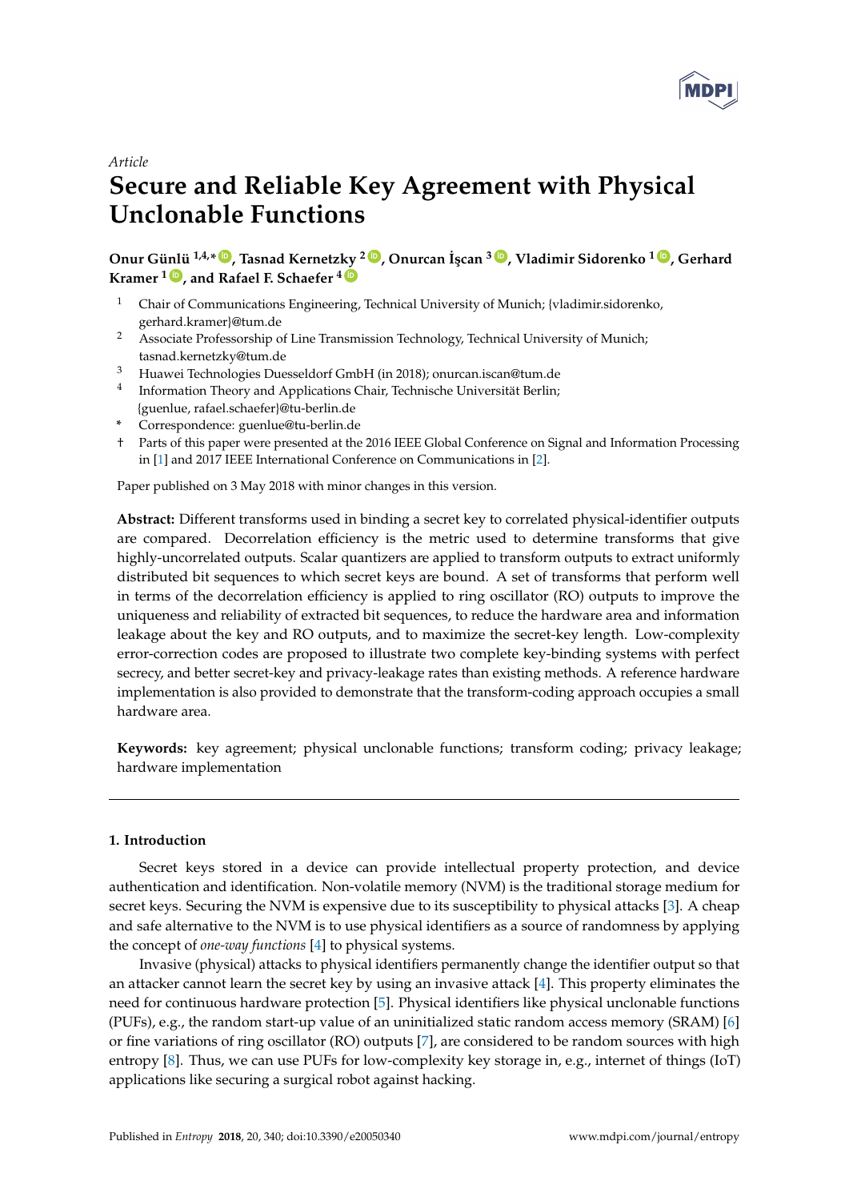Article

# Secure and Reliable Key Agreement with Physical Unclonable Functions

**Onur Günlü [1,4,*], Tasnad Kernetzky [2], Onurcan İşcan [3], Vladimir Sidorenko [1], Gerhard Kramer [1], and Rafael F. Schaefer [4]**

1. Chair of Communications Engineering, Technical University of Munich; {vladimir.sidorenko, gerhard.kramer}@tum.de
2. Associate Professorship of Line Transmission Technology, Technical University of Munich; tasnad.kernetzky@tum.de
3. Huawei Technologies Duesseldorf GmbH (in 2018); onurcan.iscan@tum.de
4. Information Theory and Applications Chair, Technische Universität Berlin; {guenlue, rafael.schaefer}@tu-berlin.de

\* Correspondence: guenlue@tu-berlin.de

† Parts of this paper were presented at the 2016 IEEE Global Conference on Signal and Information Processing in [1] and 2017 IEEE International Conference on Communications in [2].

Paper published on 3 May 2018 with minor changes in this version.

**Abstract:** Different transforms used in binding a secret key to correlated physical-identifier outputs are compared. Decorrelation efficiency is the metric used to determine transforms that give highly-uncorrelated outputs. Scalar quantizers are applied to transform outputs to extract uniformly distributed bit sequences to which secret keys are bound. A set of transforms that perform well in terms of the decorrelation efficiency is applied to ring oscillator (RO) outputs to improve the uniqueness and reliability of extracted bit sequences, to reduce the hardware area and information leakage about the key and RO outputs, and to maximize the secret-key length. Low-complexity error-correction codes are proposed to illustrate two complete key-binding systems with perfect secrecy, and better secret-key and privacy-leakage rates than existing methods. A reference hardware implementation is also provided to demonstrate that the transform-coding approach occupies a small hardware area.

**Keywords:** key agreement; physical unclonable functions; transform coding; privacy leakage; hardware implementation

## 1. Introduction

Secret keys stored in a device can provide intellectual property protection, and device authentication and identification. Non-volatile memory (NVM) is the traditional storage medium for secret keys. Securing the NVM is expensive due to its susceptibility to physical attacks [3]. A cheap and safe alternative to the NVM is to use physical identifiers as a source of randomness by applying the concept of *one-way functions* [4] to physical systems.

Invasive (physical) attacks to physical identifiers permanently change the identifier output so that an attacker cannot learn the secret key by using an invasive attack [4]. This property eliminates the need for continuous hardware protection [5]. Physical identifiers like physical unclonable functions (PUFs), e.g., the random start-up value of an uninitialized static random access memory (SRAM) [6] or fine variations of ring oscillator (RO) outputs [7], are considered to be random sources with high entropy [8]. Thus, we can use PUFs for low-complexity key storage in, e.g., internet of things (IoT) applications like securing a surgical robot against hacking.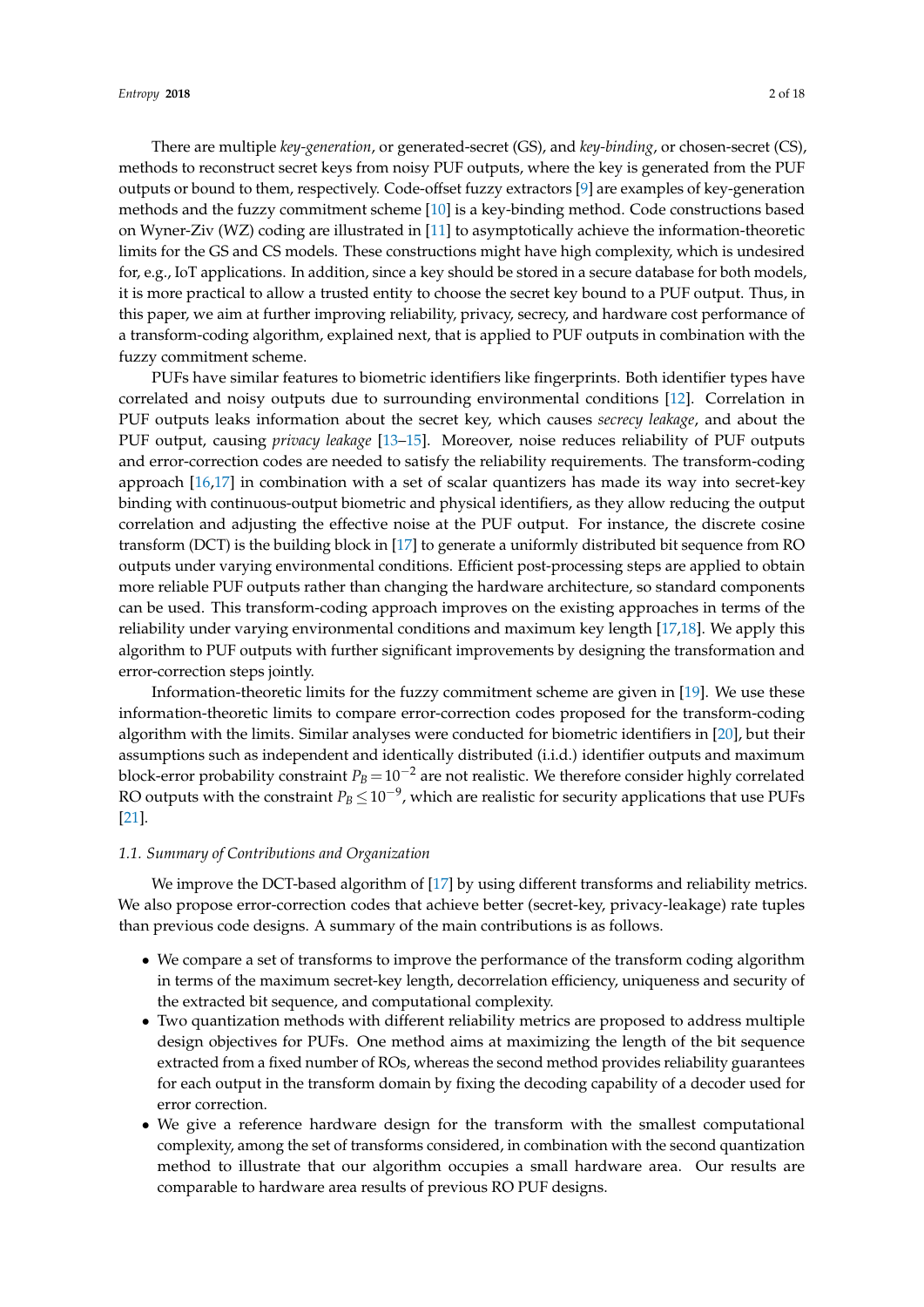There are multiple *key-generation*, or generated-secret (GS), and *key-binding*, or chosen-secret (CS), methods to reconstruct secret keys from noisy PUF outputs, where the key is generated from the PUF outputs or bound to them, respectively. Code-offset fuzzy extractors [9] are examples of key-generation methods and the fuzzy commitment scheme [10] is a key-binding method. Code constructions based on Wyner-Ziv (WZ) coding are illustrated in [11] to asymptotically achieve the information-theoretic limits for the GS and CS models. These constructions might have high complexity, which is undesired for, e.g., IoT applications. In addition, since a key should be stored in a secure database for both models, it is more practical to allow a trusted entity to choose the secret key bound to a PUF output. Thus, in this paper, we aim at further improving reliability, privacy, secrecy, and hardware cost performance of a transform-coding algorithm, explained next, that is applied to PUF outputs in combination with the fuzzy commitment scheme.

PUFs have similar features to biometric identifiers like fingerprints. Both identifier types have correlated and noisy outputs due to surrounding environmental conditions [12]. Correlation in PUF outputs leaks information about the secret key, which causes *secrecy leakage*, and about the PUF output, causing *privacy leakage* [13–15]. Moreover, noise reduces reliability of PUF outputs and error-correction codes are needed to satisfy the reliability requirements. The transform-coding approach [16,17] in combination with a set of scalar quantizers has made its way into secret-key binding with continuous-output biometric and physical identifiers, as they allow reducing the output correlation and adjusting the effective noise at the PUF output. For instance, the discrete cosine transform (DCT) is the building block in [17] to generate a uniformly distributed bit sequence from RO outputs under varying environmental conditions. Efficient post-processing steps are applied to obtain more reliable PUF outputs rather than changing the hardware architecture, so standard components can be used. This transform-coding approach improves on the existing approaches in terms of the reliability under varying environmental conditions and maximum key length [17,18]. We apply this algorithm to PUF outputs with further significant improvements by designing the transformation and error-correction steps jointly.

Information-theoretic limits for the fuzzy commitment scheme are given in [19]. We use these information-theoretic limits to compare error-correction codes proposed for the transform-coding algorithm with the limits. Similar analyses were conducted for biometric identifiers in [20], but their assumptions such as independent and identically distributed (i.i.d.) identifier outputs and maximum block-error probability constraint $P_B = 10^{-2}$ are not realistic. We therefore consider highly correlated RO outputs with the constraint $P_B \leq 10^{-9}$, which are realistic for security applications that use PUFs [21].

### 1.1. Summary of Contributions and Organization

We improve the DCT-based algorithm of [17] by using different transforms and reliability metrics. We also propose error-correction codes that achieve better (secret-key, privacy-leakage) rate tuples than previous code designs. A summary of the main contributions is as follows.

- We compare a set of transforms to improve the performance of the transform coding algorithm in terms of the maximum secret-key length, decorrelation efficiency, uniqueness and security of the extracted bit sequence, and computational complexity.
- Two quantization methods with different reliability metrics are proposed to address multiple design objectives for PUFs. One method aims at maximizing the length of the bit sequence extracted from a fixed number of ROs, whereas the second method provides reliability guarantees for each output in the transform domain by fixing the decoding capability of a decoder used for error correction.
- We give a reference hardware design for the transform with the smallest computational complexity, among the set of transforms considered, in combination with the second quantization method to illustrate that our algorithm occupies a small hardware area. Our results are comparable to hardware area results of previous RO PUF designs.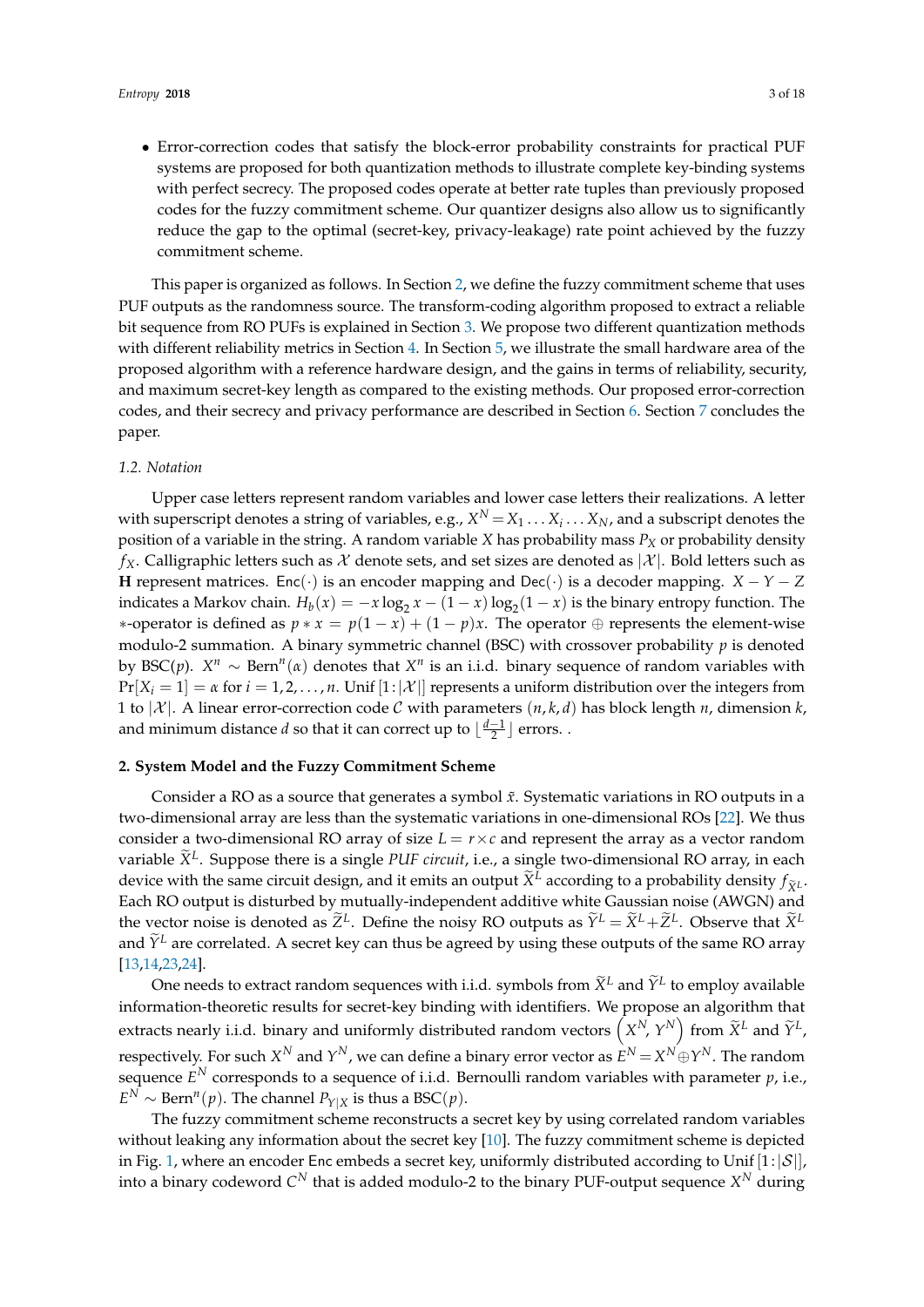- Error-correction codes that satisfy the block-error probability constraints for practical PUF systems are proposed for both quantization methods to illustrate complete key-binding systems with perfect secrecy. The proposed codes operate at better rate tuples than previously proposed codes for the fuzzy commitment scheme. Our quantizer designs also allow us to significantly reduce the gap to the optimal (secret-key, privacy-leakage) rate point achieved by the fuzzy commitment scheme.

This paper is organized as follows. In Section 2, we define the fuzzy commitment scheme that uses PUF outputs as the randomness source. The transform-coding algorithm proposed to extract a reliable bit sequence from RO PUFs is explained in Section 3. We propose two different quantization methods with different reliability metrics in Section 4. In Section 5, we illustrate the small hardware area of the proposed algorithm with a reference hardware design, and the gains in terms of reliability, security, and maximum secret-key length as compared to the existing methods. Our proposed error-correction codes, and their secrecy and privacy performance are described in Section 6. Section 7 concludes the paper.

### 1.2. Notation

Upper case letters represent random variables and lower case letters their realizations. A letter with superscript denotes a string of variables, e.g., $X^N = X_1 \dots X_i \dots X_N$, and a subscript denotes the position of a variable in the string. A random variable $X$ has probability mass $P_X$ or probability density $f_X$. Calligraphic letters such as $\mathcal{X}$ denote sets, and set sizes are denoted as $|\mathcal{X}|$. Bold letters such as $\mathbf{H}$ represent matrices. $\mathsf{Enc}(\cdot)$ is an encoder mapping and $\mathsf{Dec}(\cdot)$ is a decoder mapping. $X - Y - Z$ indicates a Markov chain. $H_b(x) = -x\log_2 x - (1-x)\log_2(1-x)$ is the binary entropy function. The $*$-operator is defined as $p * x = p(1-x) + (1-p)x$. The operator $\oplus$ represents the element-wise modulo-2 summation. A binary symmetric channel (BSC) with crossover probability $p$ is denoted by BSC($p$). $X^n \sim \text{Bern}^n(\alpha)$ denotes that $X^n$ is an i.i.d. binary sequence of random variables with $\Pr[X_i = 1] = \alpha$ for $i = 1, 2, \dots, n$. $\text{Unif}\,[1\!:\!|\mathcal{X}|]$ represents a uniform distribution over the integers from 1 to $|\mathcal{X}|$. A linear error-correction code $\mathcal{C}$ with parameters $(n, k, d)$ has block length $n$, dimension $k$, and minimum distance $d$ so that it can correct up to $\lfloor \frac{d-1}{2} \rfloor$ errors. .

## 2. System Model and the Fuzzy Commitment Scheme

Consider a RO as a source that generates a symbol $\tilde{x}$. Systematic variations in RO outputs in a two-dimensional array are less than the systematic variations in one-dimensional ROs [22]. We thus consider a two-dimensional RO array of size $L = r \times c$ and represent the array as a vector random variable $\widetilde{X}^L$. Suppose there is a single *PUF circuit*, i.e., a single two-dimensional RO array, in each device with the same circuit design, and it emits an output $\widetilde{X}^L$ according to a probability density $f_{\widetilde{X}^L}$. Each RO output is disturbed by mutually-independent additive white Gaussian noise (AWGN) and the vector noise is denoted as $\widetilde{Z}^L$. Define the noisy RO outputs as $\widetilde{Y}^L = \widetilde{X}^L + \widetilde{Z}^L$. Observe that $\widetilde{X}^L$ and $\widetilde{Y}^L$ are correlated. A secret key can thus be agreed by using these outputs of the same RO array [13,14,23,24].

One needs to extract random sequences with i.i.d. symbols from $\widetilde{X}^L$ and $\widetilde{Y}^L$ to employ available information-theoretic results for secret-key binding with identifiers. We propose an algorithm that extracts nearly i.i.d. binary and uniformly distributed random vectors $\left(X^N, Y^N\right)$ from $\widetilde{X}^L$ and $\widetilde{Y}^L$, respectively. For such $X^N$ and $Y^N$, we can define a binary error vector as $E^N = X^N \oplus Y^N$. The random sequence $E^N$ corresponds to a sequence of i.i.d. Bernoulli random variables with parameter $p$, i.e., $E^N \sim \text{Bern}^n(p)$. The channel $P_{Y|X}$ is thus a BSC($p$).

The fuzzy commitment scheme reconstructs a secret key by using correlated random variables without leaking any information about the secret key [10]. The fuzzy commitment scheme is depicted in Fig. 1, where an encoder $\mathsf{Enc}$ embeds a secret key, uniformly distributed according to $\text{Unif}\,[1\!:\!|\mathcal{S}|]$, into a binary codeword $C^N$ that is added modulo-2 to the binary PUF-output sequence $X^N$ during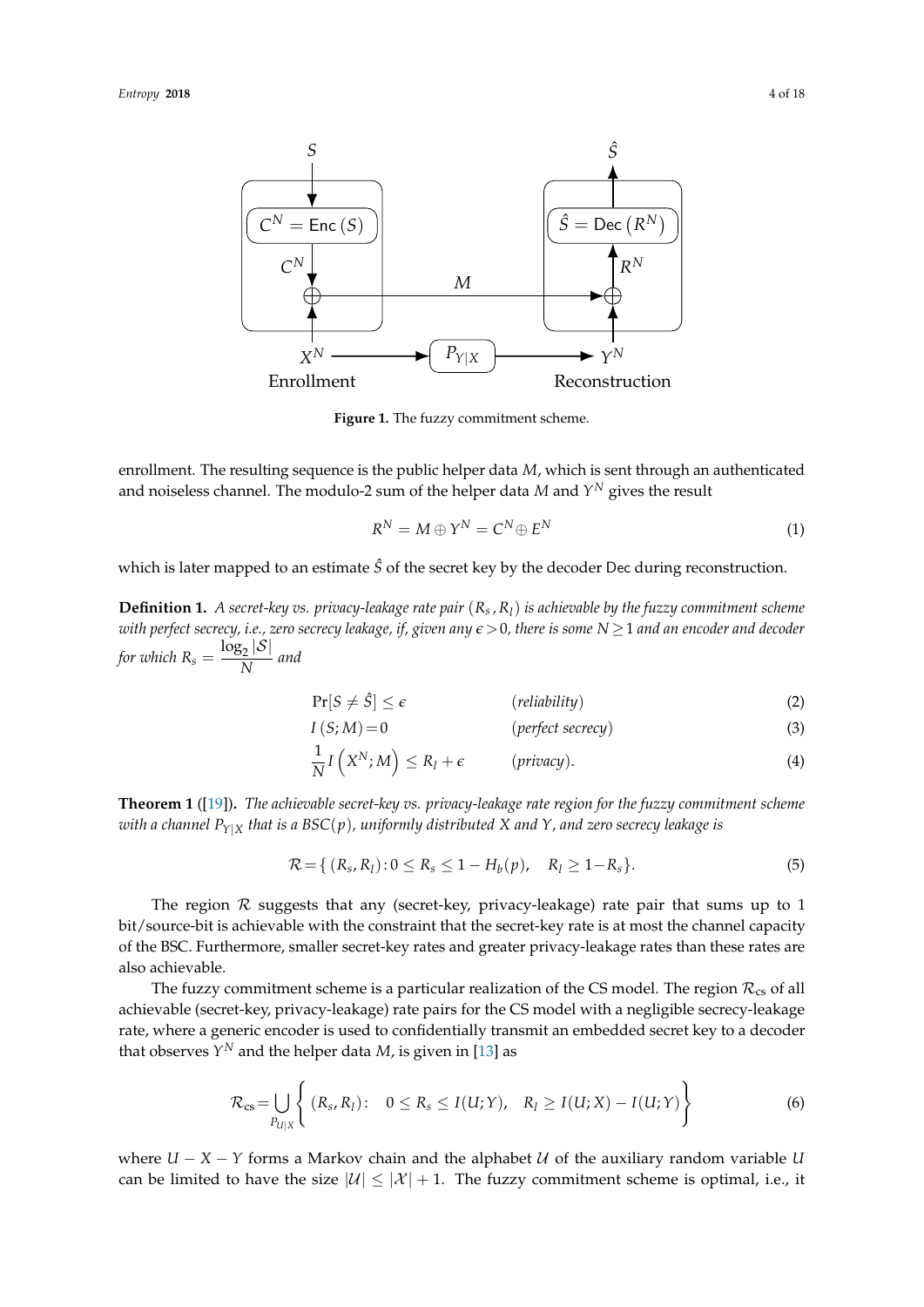Figure 1. The fuzzy commitment scheme.

enrollment. The resulting sequence is the public helper data $M$, which is sent through an authenticated and noiseless channel. The modulo-2 sum of the helper data $M$ and $Y^N$ gives the result

$$R^N = M \oplus Y^N = C^N \oplus E^N \tag{1}$$

which is later mapped to an estimate $\hat{S}$ of the secret key by the decoder Dec during reconstruction.

**Definition 1.** *A secret-key vs. privacy-leakage rate pair $(R_s, R_l)$ is achievable by the fuzzy commitment scheme with perfect secrecy, i.e., zero secrecy leakage, if, given any $\epsilon > 0$, there is some $N \geq 1$ and an encoder and decoder for which $R_s = \dfrac{\log_2 |\mathcal{S}|}{N}$ and*

$$\Pr[S \neq \hat{S}] \leq \epsilon \qquad (\textit{reliability}) \tag{2}$$

$$I(S; M) = 0 \qquad (\textit{perfect secrecy}) \tag{3}$$

$$\frac{1}{N} I\left(X^N; M\right) \leq R_l + \epsilon \qquad (\textit{privacy}). \tag{4}$$

**Theorem 1** ([19])**.** *The achievable secret-key vs. privacy-leakage rate region for the fuzzy commitment scheme with a channel $P_{Y|X}$ that is a BSC($p$), uniformly distributed $X$ and $Y$, and zero secrecy leakage is*

$$\mathcal{R} = \{ (R_s, R_l) : 0 \leq R_s \leq 1 - H_b(p), \quad R_l \geq 1 - R_s \}. \tag{5}$$

The region $\mathcal{R}$ suggests that any (secret-key, privacy-leakage) rate pair that sums up to 1 bit/source-bit is achievable with the constraint that the secret-key rate is at most the channel capacity of the BSC. Furthermore, smaller secret-key rates and greater privacy-leakage rates than these rates are also achievable.

The fuzzy commitment scheme is a particular realization of the CS model. The region $\mathcal{R}_{\text{cs}}$ of all achievable (secret-key, privacy-leakage) rate pairs for the CS model with a negligible secrecy-leakage rate, where a generic encoder is used to confidentially transmit an embedded secret key to a decoder that observes $Y^N$ and the helper data $M$, is given in [13] as

$$\mathcal{R}_{\text{cs}} = \bigcup_{P_{U|X}} \left\{ (R_s, R_l) : \quad 0 \leq R_s \leq I(U; Y), \quad R_l \geq I(U; X) - I(U; Y) \right\} \tag{6}$$

where $U - X - Y$ forms a Markov chain and the alphabet $\mathcal{U}$ of the auxiliary random variable $U$ can be limited to have the size $|\mathcal{U}| \leq |\mathcal{X}| + 1$. The fuzzy commitment scheme is optimal, i.e., it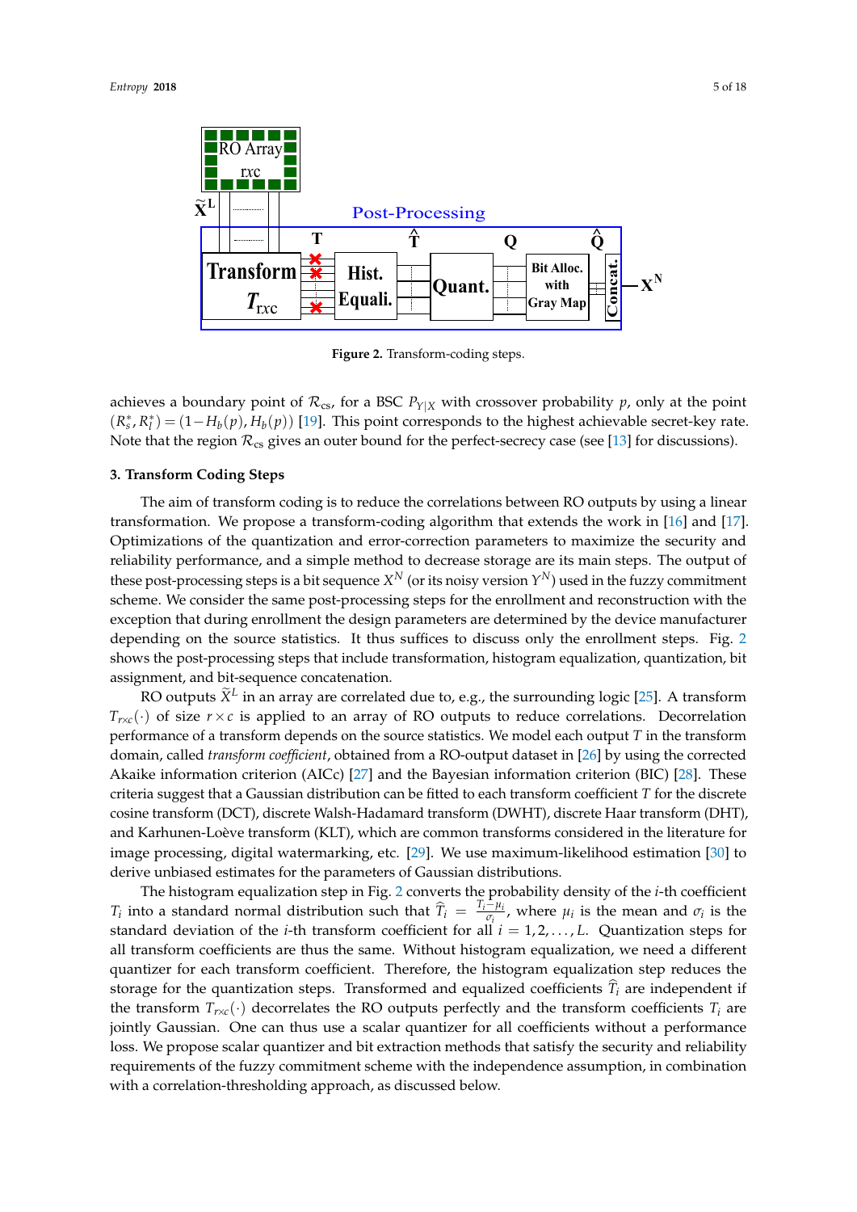Figure 2. Transform-coding steps.

achieves a boundary point of $\mathcal{R}_{\text{cs}}$, for a BSC $P_{Y|X}$ with crossover probability $p$, only at the point $(R_s^*, R_l^*) = (1-H_b(p), H_b(p))$ [19]. This point corresponds to the highest achievable secret-key rate. Note that the region $\mathcal{R}_{\text{cs}}$ gives an outer bound for the perfect-secrecy case (see [13] for discussions).

## 3. Transform Coding Steps

The aim of transform coding is to reduce the correlations between RO outputs by using a linear transformation. We propose a transform-coding algorithm that extends the work in [16] and [17]. Optimizations of the quantization and error-correction parameters to maximize the security and reliability performance, and a simple method to decrease storage are its main steps. The output of these post-processing steps is a bit sequence $X^N$ (or its noisy version $Y^N$) used in the fuzzy commitment scheme. We consider the same post-processing steps for the enrollment and reconstruction with the exception that during enrollment the design parameters are determined by the device manufacturer depending on the source statistics. It thus suffices to discuss only the enrollment steps. Fig. 2 shows the post-processing steps that include transformation, histogram equalization, quantization, bit assignment, and bit-sequence concatenation.

RO outputs $\widetilde{X}^L$ in an array are correlated due to, e.g., the surrounding logic [25]. A transform $T_{r\times c}(\cdot)$ of size $r\times c$ is applied to an array of RO outputs to reduce correlations. Decorrelation performance of a transform depends on the source statistics. We model each output $T$ in the transform domain, called *transform coefficient*, obtained from a RO-output dataset in [26] by using the corrected Akaike information criterion (AICc) [27] and the Bayesian information criterion (BIC) [28]. These criteria suggest that a Gaussian distribution can be fitted to each transform coefficient $T$ for the discrete cosine transform (DCT), discrete Walsh-Hadamard transform (DWHT), discrete Haar transform (DHT), and Karhunen-Loève transform (KLT), which are common transforms considered in the literature for image processing, digital watermarking, etc. [29]. We use maximum-likelihood estimation [30] to derive unbiased estimates for the parameters of Gaussian distributions.

The histogram equalization step in Fig. 2 converts the probability density of the $i$-th coefficient $T_i$ into a standard normal distribution such that $\widehat{T}_i = \frac{T_i-\mu_i}{\sigma_i}$, where $\mu_i$ is the mean and $\sigma_i$ is the standard deviation of the $i$-th transform coefficient for all $i = 1, 2, \ldots, L$. Quantization steps for all transform coefficients are thus the same. Without histogram equalization, we need a different quantizer for each transform coefficient. Therefore, the histogram equalization step reduces the storage for the quantization steps. Transformed and equalized coefficients $\widehat{T}_i$ are independent if the transform $T_{r\times c}(\cdot)$ decorrelates the RO outputs perfectly and the transform coefficients $T_i$ are jointly Gaussian. One can thus use a scalar quantizer for all coefficients without a performance loss. We propose scalar quantizer and bit extraction methods that satisfy the security and reliability requirements of the fuzzy commitment scheme with the independence assumption, in combination with a correlation-thresholding approach, as discussed below.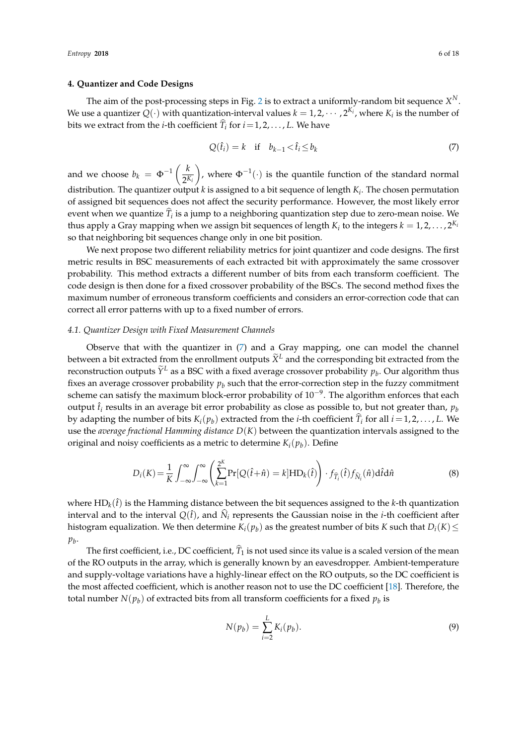## 4. Quantizer and Code Designs

The aim of the post-processing steps in Fig. 2 is to extract a uniformly-random bit sequence $X^N$. We use a quantizer $Q(\cdot)$ with quantization-interval values $k = 1, 2, \cdots, 2^{K_i}$, where $K_i$ is the number of bits we extract from the $i$-th coefficient $\widehat{T}_i$ for $i = 1, 2, \ldots, L$. We have

$$Q(\hat{t}_i) = k \quad \text{if} \quad b_{k-1} < \hat{t}_i \leq b_k \tag{7}$$

and we choose $b_k = \Phi^{-1}\left(\frac{k}{2^{K_i}}\right)$, where $\Phi^{-1}(\cdot)$ is the quantile function of the standard normal distribution. The quantizer output $k$ is assigned to a bit sequence of length $K_i$. The chosen permutation of assigned bit sequences does not affect the security performance. However, the most likely error event when we quantize $\widehat{T}_i$ is a jump to a neighboring quantization step due to zero-mean noise. We thus apply a Gray mapping when we assign bit sequences of length $K_i$ to the integers $k = 1, 2, \ldots, 2^{K_i}$ so that neighboring bit sequences change only in one bit position.

We next propose two different reliability metrics for joint quantizer and code designs. The first metric results in BSC measurements of each extracted bit with approximately the same crossover probability. This method extracts a different number of bits from each transform coefficient. The code design is then done for a fixed crossover probability of the BSCs. The second method fixes the maximum number of erroneous transform coefficients and considers an error-correction code that can correct all error patterns with up to a fixed number of errors.

### 4.1. Quantizer Design with Fixed Measurement Channels

Observe that with the quantizer in (7) and a Gray mapping, one can model the channel between a bit extracted from the enrollment outputs $\widetilde{X}^L$ and the corresponding bit extracted from the reconstruction outputs $\widetilde{Y}^L$ as a BSC with a fixed average crossover probability $p_b$. Our algorithm thus fixes an average crossover probability $p_b$ such that the error-correction step in the fuzzy commitment scheme can satisfy the maximum block-error probability of $10^{-9}$. The algorithm enforces that each output $\hat{t}_i$ results in an average bit error probability as close as possible to, but not greater than, $p_b$ by adapting the number of bits $K_i(p_b)$ extracted from the $i$-th coefficient $\widehat{T}_i$ for all $i = 1, 2, \ldots, L$. We use the *average fractional Hamming distance* $D(K)$ between the quantization intervals assigned to the original and noisy coefficients as a metric to determine $K_i(p_b)$. Define

$$D_i(K) = \frac{1}{K} \int_{-\infty}^{\infty} \int_{-\infty}^{\infty} \left( \sum_{k=1}^{2^K} \Pr[Q(\hat{t} + \hat{n}) = k] \mathrm{HD}_k(\hat{t}) \right) \cdot f_{\widehat{T}_i}(\hat{t}) f_{\widehat{N}_i}(\hat{n}) \mathrm{d}\hat{t} \mathrm{d}\hat{n} \tag{8}$$

where $\mathrm{HD}_k(\hat{t})$ is the Hamming distance between the bit sequences assigned to the $k$-th quantization interval and to the interval $Q(\hat{t})$, and $\widehat{N}_i$ represents the Gaussian noise in the $i$-th coefficient after histogram equalization. We then determine $K_i(p_b)$ as the greatest number of bits $K$ such that $D_i(K) \leq p_b$.

The first coefficient, i.e., DC coefficient, $\widehat{T}_1$ is not used since its value is a scaled version of the mean of the RO outputs in the array, which is generally known by an eavesdropper. Ambient-temperature and supply-voltage variations have a highly-linear effect on the RO outputs, so the DC coefficient is the most affected coefficient, which is another reason not to use the DC coefficient [18]. Therefore, the total number $N(p_b)$ of extracted bits from all transform coefficients for a fixed $p_b$ is

$$N(p_b) = \sum_{i=2}^{L} K_i(p_b). \tag{9}$$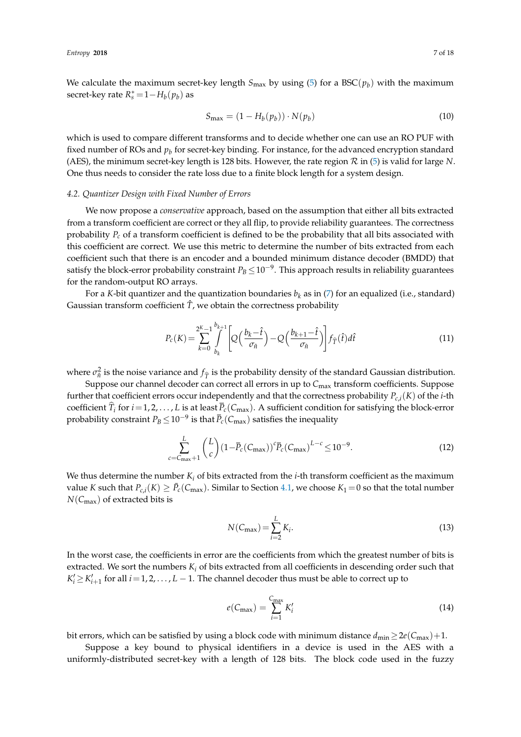We calculate the maximum secret-key length $S_{\max}$ by using (5) for a $\text{BSC}(p_b)$ with the maximum secret-key rate $R_s^* = 1 - H_b(p_b)$ as

$$S_{\max} = (1 - H_b(p_b)) \cdot N(p_b) \tag{10}$$

which is used to compare different transforms and to decide whether one can use an RO PUF with fixed number of ROs and $p_b$ for secret-key binding. For instance, for the advanced encryption standard (AES), the minimum secret-key length is 128 bits. However, the rate region $\mathcal{R}$ in (5) is valid for large $N$. One thus needs to consider the rate loss due to a finite block length for a system design.

### 4.2. Quantizer Design with Fixed Number of Errors

We now propose a *conservative* approach, based on the assumption that either all bits extracted from a transform coefficient are correct or they all flip, to provide reliability guarantees. The correctness probability $P_c$ of a transform coefficient is defined to be the probability that all bits associated with this coefficient are correct. We use this metric to determine the number of bits extracted from each coefficient such that there is an encoder and a bounded minimum distance decoder (BMDD) that satisfy the block-error probability constraint $P_B \leq 10^{-9}$. This approach results in reliability guarantees for the random-output RO arrays.

For a $K$-bit quantizer and the quantization boundaries $b_k$ as in (7) for an equalized (i.e., standard) Gaussian transform coefficient $\hat{T}$, we obtain the correctness probability

$$P_c(K) = \sum_{k=0}^{2^K-1} \int_{b_k}^{b_{k+1}} \left[ Q\Big(\frac{b_k - \hat{t}}{\sigma_{\hat{n}}}\Big) - Q\Big(\frac{b_{k+1} - \hat{t}}{\sigma_{\hat{n}}}\Big) \right] f_{\widehat{T}}(\hat{t}) d\hat{t} \tag{11}$$

where $\sigma_{\hat{n}}^2$ is the noise variance and $f_{\widehat{T}}$ is the probability density of the standard Gaussian distribution.

Suppose our channel decoder can correct all errors in up to $C_{\max}$ transform coefficients. Suppose further that coefficient errors occur independently and that the correctness probability $P_{c,i}(K)$ of the $i$-th coefficient $\widehat{T}_i$ for $i = 1, 2, \ldots, L$ is at least $\overline{P}_c(C_{\max})$. A sufficient condition for satisfying the block-error probability constraint $P_B \leq 10^{-9}$ is that $\overline{P}_c(C_{\max})$ satisfies the inequality

$$\sum_{c=C_{\max}+1}^{L} \binom{L}{c} (1 - \overline{P}_c(C_{\max}))^c \overline{P}_c(C_{\max})^{L-c} \leq 10^{-9}. \tag{12}$$

We thus determine the number $K_i$ of bits extracted from the $i$-th transform coefficient as the maximum value $K$ such that $P_{c,i}(K) \geq \bar{P}_c(C_{\max})$. Similar to Section 4.1, we choose $K_1 = 0$ so that the total number $N(C_{\max})$ of extracted bits is

$$N(C_{\max}) = \sum_{i=2}^{L} K_i. \tag{13}$$

In the worst case, the coefficients in error are the coefficients from which the greatest number of bits is extracted. We sort the numbers $K_i$ of bits extracted from all coefficients in descending order such that $K'_i \geq K'_{i+1}$ for all $i = 1, 2, \ldots, L-1$. The channel decoder thus must be able to correct up to

$$e(C_{\max}) = \sum_{i=1}^{C_{\max}} K'_i \tag{14}$$

bit errors, which can be satisfied by using a block code with minimum distance $d_{\min} \geq 2e(C_{\max}) + 1$.

Suppose a key bound to physical identifiers in a device is used in the AES with a uniformly-distributed secret-key with a length of 128 bits. The block code used in the fuzzy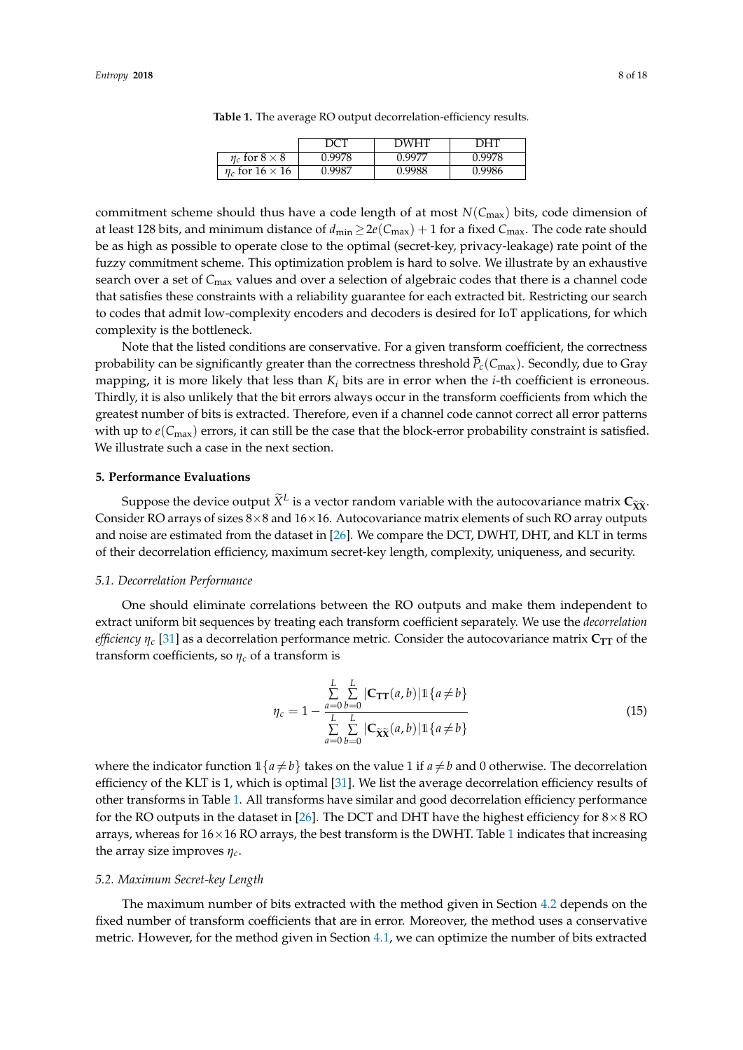**Table 1.** The average RO output decorrelation-efficiency results.

| | DCT | DWHT | DHT |
|---|---|---|---|
| $\eta_c$ for $8 \times 8$ | 0.9978 | 0.9977 | 0.9978 |
| $\eta_c$ for $16 \times 16$ | 0.9987 | 0.9988 | 0.9986 |

commitment scheme should thus have a code length of at most $N(C_{\max})$ bits, code dimension of at least 128 bits, and minimum distance of $d_{\min} \geq 2e(C_{\max}) + 1$ for a fixed $C_{\max}$. The code rate should be as high as possible to operate close to the optimal (secret-key, privacy-leakage) rate point of the fuzzy commitment scheme. This optimization problem is hard to solve. We illustrate by an exhaustive search over a set of $C_{\max}$ values and over a selection of algebraic codes that there is a channel code that satisfies these constraints with a reliability guarantee for each extracted bit. Restricting our search to codes that admit low-complexity encoders and decoders is desired for IoT applications, for which complexity is the bottleneck.

Note that the listed conditions are conservative. For a given transform coefficient, the correctness probability can be significantly greater than the correctness threshold $\overline{P}_c(C_{\max})$. Secondly, due to Gray mapping, it is more likely that less than $K_i$ bits are in error when the $i$-th coefficient is erroneous. Thirdly, it is also unlikely that the bit errors always occur in the transform coefficients from which the greatest number of bits is extracted. Therefore, even if a channel code cannot correct all error patterns with up to $e(C_{\max})$ errors, it can still be the case that the block-error probability constraint is satisfied. We illustrate such a case in the next section.

## 5. Performance Evaluations

Suppose the device output $\widetilde{X}^L$ is a vector random variable with the autocovariance matrix $\mathbf{C}_{\widetilde{\mathbf{X}}\widetilde{\mathbf{X}}}$. Consider RO arrays of sizes $8\times8$ and $16\times16$. Autocovariance matrix elements of such RO array outputs and noise are estimated from the dataset in [26]. We compare the DCT, DWHT, DHT, and KLT in terms of their decorrelation efficiency, maximum secret-key length, complexity, uniqueness, and security.

### 5.1. Decorrelation Performance

One should eliminate correlations between the RO outputs and make them independent to extract uniform bit sequences by treating each transform coefficient separately. We use the *decorrelation efficiency* $\eta_c$ [31] as a decorrelation performance metric. Consider the autocovariance matrix $\mathbf{C_{TT}}$ of the transform coefficients, so $\eta_c$ of a transform is

$$\eta_c = 1 - \frac{\sum\limits_{a=0}^{L}\sum\limits_{b=0}^{L} |\mathbf{C_{TT}}(a,b)| \mathbb{1}\{a \neq b\}}{\sum\limits_{a=0}^{L}\sum\limits_{b=0}^{L} |\mathbf{C}_{\widetilde{\mathbf{X}}\widetilde{\mathbf{X}}}(a,b)| \mathbb{1}\{a \neq b\}} \tag{15}$$

where the indicator function $\mathbb{1}\{a \neq b\}$ takes on the value 1 if $a \neq b$ and 0 otherwise. The decorrelation efficiency of the KLT is 1, which is optimal [31]. We list the average decorrelation efficiency results of other transforms in Table 1. All transforms have similar and good decorrelation efficiency performance for the RO outputs in the dataset in [26]. The DCT and DHT have the highest efficiency for $8\times8$ RO arrays, whereas for $16\times16$ RO arrays, the best transform is the DWHT. Table 1 indicates that increasing the array size improves $\eta_c$.

### 5.2. Maximum Secret-key Length

The maximum number of bits extracted with the method given in Section 4.2 depends on the fixed number of transform coefficients that are in error. Moreover, the method uses a conservative metric. However, for the method given in Section 4.1, we can optimize the number of bits extracted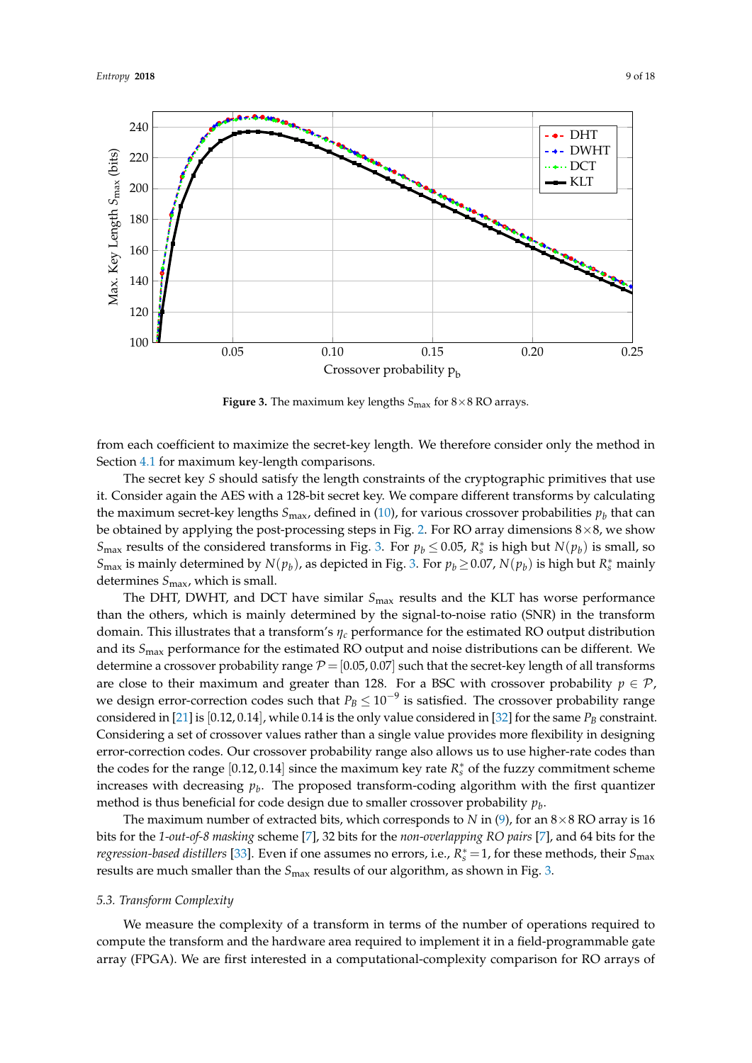**Figure 3.** The maximum key lengths $S_{\max}$ for $8\times8$ RO arrays.

from each coefficient to maximize the secret-key length. We therefore consider only the method in Section 4.1 for maximum key-length comparisons.

The secret key $S$ should satisfy the length constraints of the cryptographic primitives that use it. Consider again the AES with a 128-bit secret key. We compare different transforms by calculating the maximum secret-key lengths $S_{\max}$, defined in (10), for various crossover probabilities $p_b$ that can be obtained by applying the post-processing steps in Fig. 2. For RO array dimensions $8\times8$, we show $S_{\max}$ results of the considered transforms in Fig. 3. For $p_b \leq 0.05$, $R_s^*$ is high but $N(p_b)$ is small, so $S_{\max}$ is mainly determined by $N(p_b)$, as depicted in Fig. 3. For $p_b \geq 0.07$, $N(p_b)$ is high but $R_s^*$ mainly determines $S_{\max}$, which is small.

The DHT, DWHT, and DCT have similar $S_{\max}$ results and the KLT has worse performance than the others, which is mainly determined by the signal-to-noise ratio (SNR) in the transform domain. This illustrates that a transform's $\eta_c$ performance for the estimated RO output distribution and its $S_{\max}$ performance for the estimated RO output and noise distributions can be different. We determine a crossover probability range $\mathcal{P} = [0.05, 0.07]$ such that the secret-key length of all transforms are close to their maximum and greater than 128. For a BSC with crossover probability $p \in \mathcal{P}$, we design error-correction codes such that $P_B \leq 10^{-9}$ is satisfied. The crossover probability range considered in [21] is $[0.12, 0.14]$, while 0.14 is the only value considered in [32] for the same $P_B$ constraint. Considering a set of crossover values rather than a single value provides more flexibility in designing error-correction codes. Our crossover probability range also allows us to use higher-rate codes than the codes for the range $[0.12, 0.14]$ since the maximum key rate $R_s^*$ of the fuzzy commitment scheme increases with decreasing $p_b$. The proposed transform-coding algorithm with the first quantizer method is thus beneficial for code design due to smaller crossover probability $p_b$.

The maximum number of extracted bits, which corresponds to $N$ in (9), for an $8\times8$ RO array is 16 bits for the *1-out-of-8 masking* scheme [7], 32 bits for the *non-overlapping RO pairs* [7], and 64 bits for the *regression-based distillers* [33]. Even if one assumes no errors, i.e., $R_s^* = 1$, for these methods, their $S_{\max}$ results are much smaller than the $S_{\max}$ results of our algorithm, as shown in Fig. 3.

### 5.3. Transform Complexity

We measure the complexity of a transform in terms of the number of operations required to compute the transform and the hardware area required to implement it in a field-programmable gate array (FPGA). We are first interested in a computational-complexity comparison for RO arrays of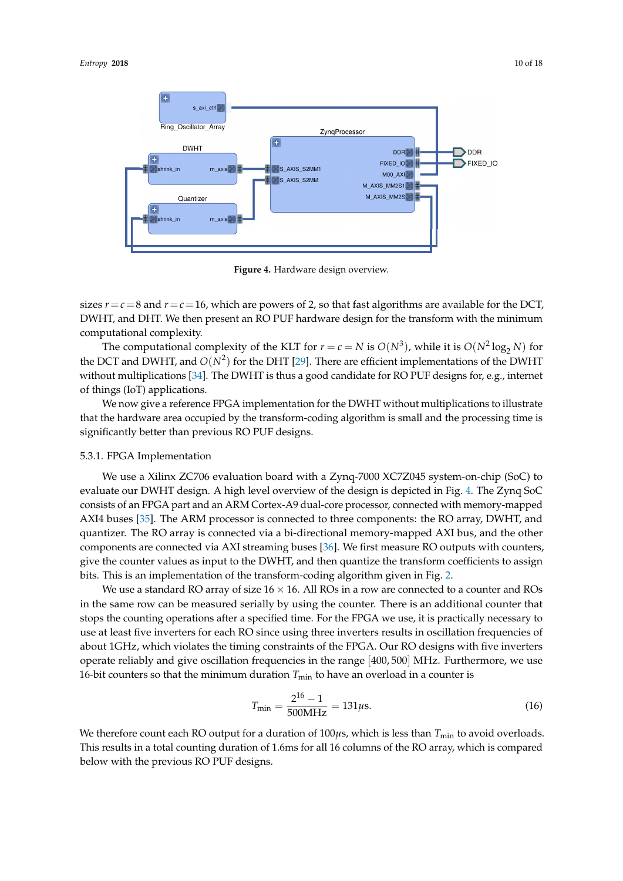Figure 4. Hardware design overview.

sizes $r = c = 8$ and $r = c = 16$, which are powers of 2, so that fast algorithms are available for the DCT, DWHT, and DHT. We then present an RO PUF hardware design for the transform with the minimum computational complexity.

The computational complexity of the KLT for $r = c = N$ is $O(N^3)$, while it is $O(N^2 \log_2 N)$ for the DCT and DWHT, and $O(N^2)$ for the DHT [29]. There are efficient implementations of the DWHT without multiplications [34]. The DWHT is thus a good candidate for RO PUF designs for, e.g., internet of things (IoT) applications.

We now give a reference FPGA implementation for the DWHT without multiplications to illustrate that the hardware area occupied by the transform-coding algorithm is small and the processing time is significantly better than previous RO PUF designs.

### 5.3.1. FPGA Implementation

We use a Xilinx ZC706 evaluation board with a Zynq-7000 XC7Z045 system-on-chip (SoC) to evaluate our DWHT design. A high level overview of the design is depicted in Fig. 4. The Zynq SoC consists of an FPGA part and an ARM Cortex-A9 dual-core processor, connected with memory-mapped AXI4 buses [35]. The ARM processor is connected to three components: the RO array, DWHT, and quantizer. The RO array is connected via a bi-directional memory-mapped AXI bus, and the other components are connected via AXI streaming buses [36]. We first measure RO outputs with counters, give the counter values as input to the DWHT, and then quantize the transform coefficients to assign bits. This is an implementation of the transform-coding algorithm given in Fig. 2.

We use a standard RO array of size $16 \times 16$. All ROs in a row are connected to a counter and ROs in the same row can be measured serially by using the counter. There is an additional counter that stops the counting operations after a specified time. For the FPGA we use, it is practically necessary to use at least five inverters for each RO since using three inverters results in oscillation frequencies of about 1GHz, which violates the timing constraints of the FPGA. Our RO designs with five inverters operate reliably and give oscillation frequencies in the range $[400, 500]$ MHz. Furthermore, we use 16-bit counters so that the minimum duration $T_{\min}$ to have an overload in a counter is

$$T_{\min} = \frac{2^{16} - 1}{500\text{MHz}} = 131\mu\text{s}. \tag{16}$$

We therefore count each RO output for a duration of $100\mu$s, which is less than $T_{\min}$ to avoid overloads. This results in a total counting duration of 1.6ms for all 16 columns of the RO array, which is compared below with the previous RO PUF designs.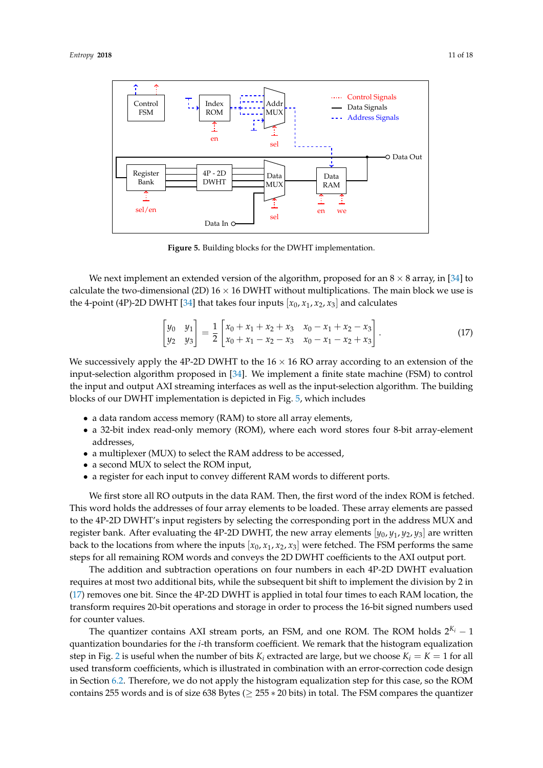**Figure 5.** Building blocks for the DWHT implementation.

We next implement an extended version of the algorithm, proposed for an $8 \times 8$ array, in [34] to calculate the two-dimensional (2D) $16 \times 16$ DWHT without multiplications. The main block we use is the 4-point (4P)-2D DWHT [34] that takes four inputs $[x_0, x_1, x_2, x_3]$ and calculates

$$\begin{bmatrix} y_0 & y_1 \\ y_2 & y_3 \end{bmatrix} = \frac{1}{2} \begin{bmatrix} x_0 + x_1 + x_2 + x_3 & x_0 - x_1 + x_2 - x_3 \\ x_0 + x_1 - x_2 - x_3 & x_0 - x_1 - x_2 + x_3 \end{bmatrix}. \quad (17)$$

We successively apply the 4P-2D DWHT to the $16 \times 16$ RO array according to an extension of the input-selection algorithm proposed in [34]. We implement a finite state machine (FSM) to control the input and output AXI streaming interfaces as well as the input-selection algorithm. The building blocks of our DWHT implementation is depicted in Fig. 5, which includes

- a data random access memory (RAM) to store all array elements,
- a 32-bit index read-only memory (ROM), where each word stores four 8-bit array-element addresses,
- a multiplexer (MUX) to select the RAM address to be accessed,
- a second MUX to select the ROM input,
- a register for each input to convey different RAM words to different ports.

We first store all RO outputs in the data RAM. Then, the first word of the index ROM is fetched. This word holds the addresses of four array elements to be loaded. These array elements are passed to the 4P-2D DWHT's input registers by selecting the corresponding port in the address MUX and register bank. After evaluating the 4P-2D DWHT, the new array elements $[y_0, y_1, y_2, y_3]$ are written back to the locations from where the inputs $[x_0, x_1, x_2, x_3]$ were fetched. The FSM performs the same steps for all remaining ROM words and conveys the 2D DWHT coefficients to the AXI output port.

The addition and subtraction operations on four numbers in each 4P-2D DWHT evaluation requires at most two additional bits, while the subsequent bit shift to implement the division by 2 in (17) removes one bit. Since the 4P-2D DWHT is applied in total four times to each RAM location, the transform requires 20-bit operations and storage in order to process the 16-bit signed numbers used for counter values.

The quantizer contains AXI stream ports, an FSM, and one ROM. The ROM holds $2^{K_i} - 1$ quantization boundaries for the $i$-th transform coefficient. We remark that the histogram equalization step in Fig. 2 is useful when the number of bits $K_i$ extracted are large, but we choose $K_i = K = 1$ for all used transform coefficients, which is illustrated in combination with an error-correction code design in Section 6.2. Therefore, we do not apply the histogram equalization step for this case, so the ROM contains 255 words and is of size 638 Bytes ($\geq 255 * 20$ bits) in total. The FSM compares the quantizer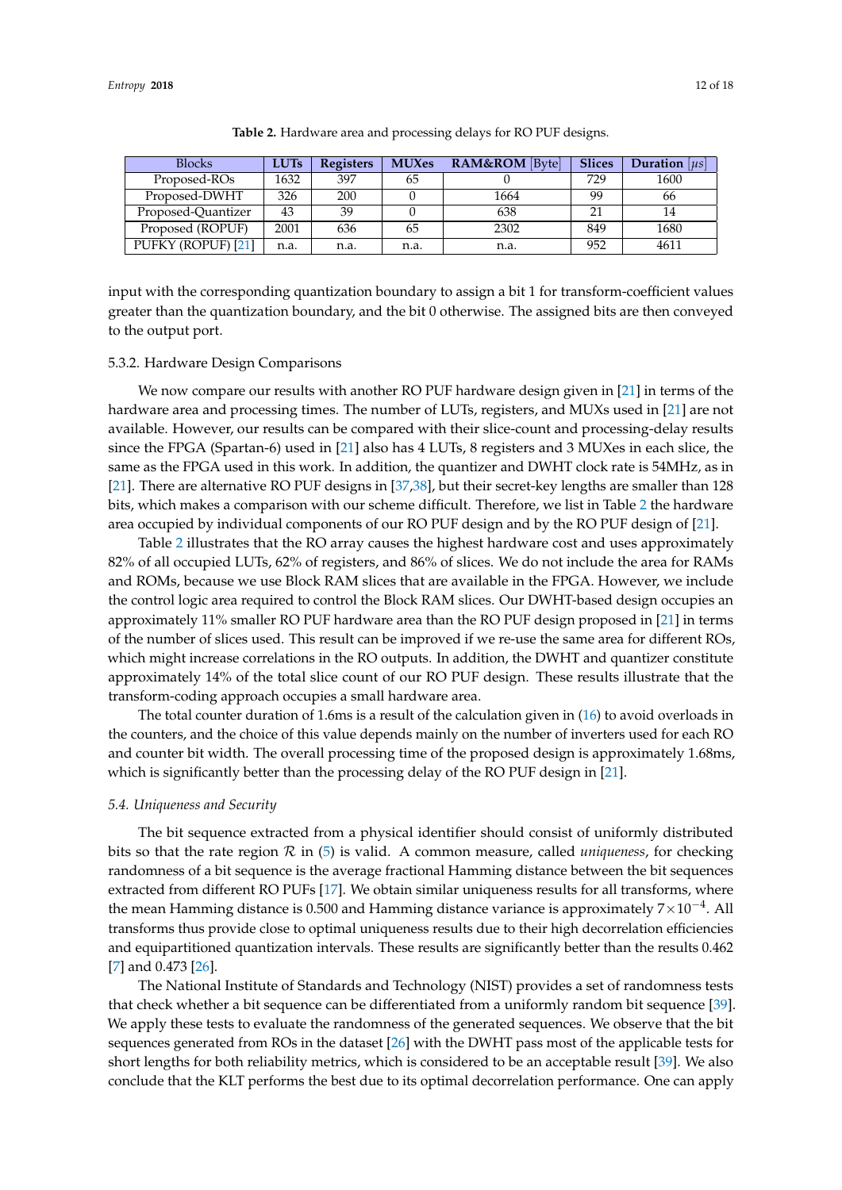**Table 2.** Hardware area and processing delays for RO PUF designs.

| Blocks | LUTs | Registers | MUXes | RAM&ROM [Byte] | Slices | Duration [$\mu s$] |
|---|---|---|---|---|---|---|
| Proposed-ROs | 1632 | 397 | 65 | 0 | 729 | 1600 |
| Proposed-DWHT | 326 | 200 | 0 | 1664 | 99 | 66 |
| Proposed-Quantizer | 43 | 39 | 0 | 638 | 21 | 14 |
| Proposed (ROPUF) | 2001 | 636 | 65 | 2302 | 849 | 1680 |
| PUFKY (ROPUF) [21] | n.a. | n.a. | n.a. | n.a. | 952 | 4611 |

input with the corresponding quantization boundary to assign a bit 1 for transform-coefficient values greater than the quantization boundary, and the bit 0 otherwise. The assigned bits are then conveyed to the output port.

#### 5.3.2. Hardware Design Comparisons

We now compare our results with another RO PUF hardware design given in [21] in terms of the hardware area and processing times. The number of LUTs, registers, and MUXs used in [21] are not available. However, our results can be compared with their slice-count and processing-delay results since the FPGA (Spartan-6) used in [21] also has 4 LUTs, 8 registers and 3 MUXes in each slice, the same as the FPGA used in this work. In addition, the quantizer and DWHT clock rate is 54MHz, as in [21]. There are alternative RO PUF designs in [37,38], but their secret-key lengths are smaller than 128 bits, which makes a comparison with our scheme difficult. Therefore, we list in Table 2 the hardware area occupied by individual components of our RO PUF design and by the RO PUF design of [21].

Table 2 illustrates that the RO array causes the highest hardware cost and uses approximately 82% of all occupied LUTs, 62% of registers, and 86% of slices. We do not include the area for RAMs and ROMs, because we use Block RAM slices that are available in the FPGA. However, we include the control logic area required to control the Block RAM slices. Our DWHT-based design occupies an approximately 11% smaller RO PUF hardware area than the RO PUF design proposed in [21] in terms of the number of slices used. This result can be improved if we re-use the same area for different ROs, which might increase correlations in the RO outputs. In addition, the DWHT and quantizer constitute approximately 14% of the total slice count of our RO PUF design. These results illustrate that the transform-coding approach occupies a small hardware area.

The total counter duration of 1.6ms is a result of the calculation given in (16) to avoid overloads in the counters, and the choice of this value depends mainly on the number of inverters used for each RO and counter bit width. The overall processing time of the proposed design is approximately 1.68ms, which is significantly better than the processing delay of the RO PUF design in [21].

### *5.4. Uniqueness and Security*

The bit sequence extracted from a physical identifier should consist of uniformly distributed bits so that the rate region $\mathcal{R}$ in (5) is valid. A common measure, called *uniqueness*, for checking randomness of a bit sequence is the average fractional Hamming distance between the bit sequences extracted from different RO PUFs [17]. We obtain similar uniqueness results for all transforms, where the mean Hamming distance is 0.500 and Hamming distance variance is approximately $7\times10^{-4}$. All transforms thus provide close to optimal uniqueness results due to their high decorrelation efficiencies and equipartitioned quantization intervals. These results are significantly better than the results 0.462 [7] and 0.473 [26].

The National Institute of Standards and Technology (NIST) provides a set of randomness tests that check whether a bit sequence can be differentiated from a uniformly random bit sequence [39]. We apply these tests to evaluate the randomness of the generated sequences. We observe that the bit sequences generated from ROs in the dataset [26] with the DWHT pass most of the applicable tests for short lengths for both reliability metrics, which is considered to be an acceptable result [39]. We also conclude that the KLT performs the best due to its optimal decorrelation performance. One can apply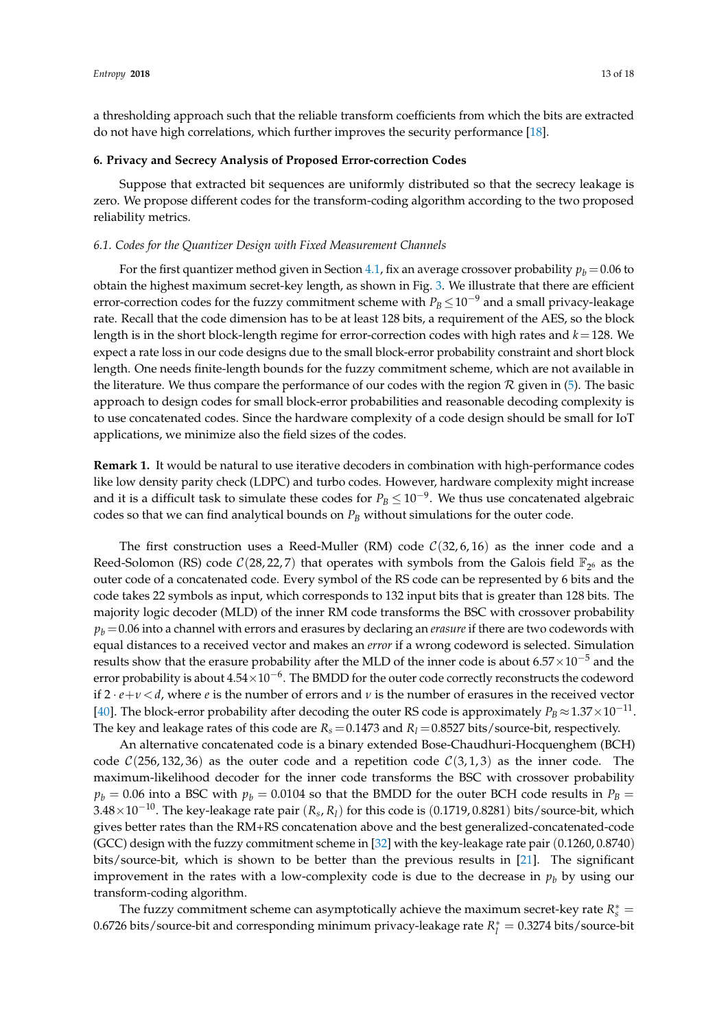a thresholding approach such that the reliable transform coefficients from which the bits are extracted do not have high correlations, which further improves the security performance [18].

## 6. Privacy and Secrecy Analysis of Proposed Error-correction Codes

Suppose that extracted bit sequences are uniformly distributed so that the secrecy leakage is zero. We propose different codes for the transform-coding algorithm according to the two proposed reliability metrics.

### 6.1. Codes for the Quantizer Design with Fixed Measurement Channels

For the first quantizer method given in Section 4.1, fix an average crossover probability $p_b = 0.06$ to obtain the highest maximum secret-key length, as shown in Fig. 3. We illustrate that there are efficient error-correction codes for the fuzzy commitment scheme with $P_B \leq 10^{-9}$ and a small privacy-leakage rate. Recall that the code dimension has to be at least 128 bits, a requirement of the AES, so the block length is in the short block-length regime for error-correction codes with high rates and $k = 128$. We expect a rate loss in our code designs due to the small block-error probability constraint and short block length. One needs finite-length bounds for the fuzzy commitment scheme, which are not available in the literature. We thus compare the performance of our codes with the region $\mathcal{R}$ given in (5). The basic approach to design codes for small block-error probabilities and reasonable decoding complexity is to use concatenated codes. Since the hardware complexity of a code design should be small for IoT applications, we minimize also the field sizes of the codes.

**Remark 1.** *It would be natural to use iterative decoders in combination with high-performance codes like low density parity check (LDPC) and turbo codes. However, hardware complexity might increase and it is a difficult task to simulate these codes for $P_B \leq 10^{-9}$. We thus use concatenated algebraic codes so that we can find analytical bounds on $P_B$ without simulations for the outer code.*

The first construction uses a Reed-Muller (RM) code $\mathcal{C}(32, 6, 16)$ as the inner code and a Reed-Solomon (RS) code $\mathcal{C}(28, 22, 7)$ that operates with symbols from the Galois field $\mathbb{F}_{2^6}$ as the outer code of a concatenated code. Every symbol of the RS code can be represented by 6 bits and the code takes 22 symbols as input, which corresponds to 132 input bits that is greater than 128 bits. The majority logic decoder (MLD) of the inner RM code transforms the BSC with crossover probability $p_b = 0.06$ into a channel with errors and erasures by declaring an *erasure* if there are two codewords with equal distances to a received vector and makes an *error* if a wrong codeword is selected. Simulation results show that the erasure probability after the MLD of the inner code is about $6.57 \times 10^{-5}$ and the error probability is about $4.54 \times 10^{-6}$. The BMDD for the outer code correctly reconstructs the codeword if $2 \cdot e + \nu < d$, where $e$ is the number of errors and $\nu$ is the number of erasures in the received vector [40]. The block-error probability after decoding the outer RS code is approximately $P_B \approx 1.37 \times 10^{-11}$. The key and leakage rates of this code are $R_s = 0.1473$ and $R_l = 0.8527$ bits/source-bit, respectively.

An alternative concatenated code is a binary extended Bose-Chaudhuri-Hocquenghem (BCH) code $\mathcal{C}(256, 132, 36)$ as the outer code and a repetition code $\mathcal{C}(3, 1, 3)$ as the inner code. The maximum-likelihood decoder for the inner code transforms the BSC with crossover probability $p_b = 0.06$ into a BSC with $p_b = 0.0104$ so that the BMDD for the outer BCH code results in $P_B = 3.48 \times 10^{-10}$. The key-leakage rate pair $(R_s, R_l)$ for this code is $(0.1719, 0.8281)$ bits/source-bit, which gives better rates than the RM+RS concatenation above and the best generalized-concatenated-code (GCC) design with the fuzzy commitment scheme in [32] with the key-leakage rate pair $(0.1260, 0.8740)$ bits/source-bit, which is shown to be better than the previous results in [21]. The significant improvement in the rates with a low-complexity code is due to the decrease in $p_b$ by using our transform-coding algorithm.

The fuzzy commitment scheme can asymptotically achieve the maximum secret-key rate $R_s^* = 0.6726$ bits/source-bit and corresponding minimum privacy-leakage rate $R_l^* = 0.3274$ bits/source-bit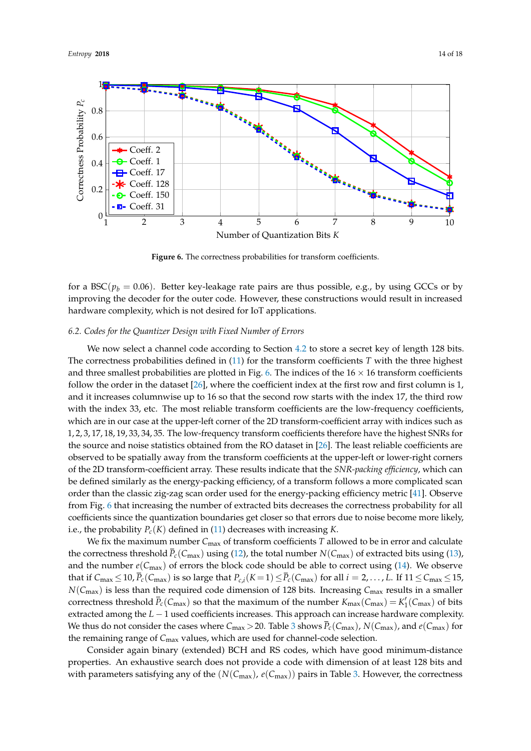Figure 6. The correctness probabilities for transform coefficients.

for a BSC($p_b = 0.06$). Better key-leakage rate pairs are thus possible, e.g., by using GCCs or by improving the decoder for the outer code. However, these constructions would result in increased hardware complexity, which is not desired for IoT applications.

### 6.2. Codes for the Quantizer Design with Fixed Number of Errors

We now select a channel code according to Section 4.2 to store a secret key of length 128 bits. The correctness probabilities defined in (11) for the transform coefficients $T$ with the three highest and three smallest probabilities are plotted in Fig. 6. The indices of the $16 \times 16$ transform coefficients follow the order in the dataset [26], where the coefficient index at the first row and first column is 1, and it increases columnwise up to 16 so that the second row starts with the index 17, the third row with the index 33, etc. The most reliable transform coefficients are the low-frequency coefficients, which are in our case at the upper-left corner of the 2D transform-coefficient array with indices such as $1, 2, 3, 17, 18, 19, 33, 34, 35$. The low-frequency transform coefficients therefore have the highest SNRs for the source and noise statistics obtained from the RO dataset in [26]. The least reliable coefficients are observed to be spatially away from the transform coefficients at the upper-left or lower-right corners of the 2D transform-coefficient array. These results indicate that the *SNR-packing efficiency*, which can be defined similarly as the energy-packing efficiency, of a transform follows a more complicated scan order than the classic zig-zag scan order used for the energy-packing efficiency metric [41]. Observe from Fig. 6 that increasing the number of extracted bits decreases the correctness probability for all coefficients since the quantization boundaries get closer so that errors due to noise become more likely, i.e., the probability $P_c(K)$ defined in (11) decreases with increasing $K$.

We fix the maximum number $C_{\max}$ of transform coefficients $T$ allowed to be in error and calculate the correctness threshold $\overline{P}_c(C_{\max})$ using (12), the total number $N(C_{\max})$ of extracted bits using (13), and the number $e(C_{\max})$ of errors the block code should be able to correct using (14). We observe that if $C_{\max} \leq 10$, $\overline{P}_c(C_{\max})$ is so large that $P_{c,i}(K=1) \leq \overline{P}_c(C_{\max})$ for all $i = 2, \ldots, L$. If $11 \leq C_{\max} \leq 15$, $N(C_{\max})$ is less than the required code dimension of 128 bits. Increasing $C_{\max}$ results in a smaller correctness threshold $\overline{P}_c(C_{\max})$ so that the maximum of the number $K_{\max}(C_{\max}) = K_1'(C_{\max})$ of bits extracted among the $L-1$ used coefficients increases. This approach can increase hardware complexity. We thus do not consider the cases where $C_{\max} > 20$. Table 3 shows $\overline{P}_c(C_{\max})$, $N(C_{\max})$, and $e(C_{\max})$ for the remaining range of $C_{\max}$ values, which are used for channel-code selection.

Consider again binary (extended) BCH and RS codes, which have good minimum-distance properties. An exhaustive search does not provide a code with dimension of at least 128 bits and with parameters satisfying any of the $(N(C_{\max}),\, e(C_{\max}))$ pairs in Table 3. However, the correctness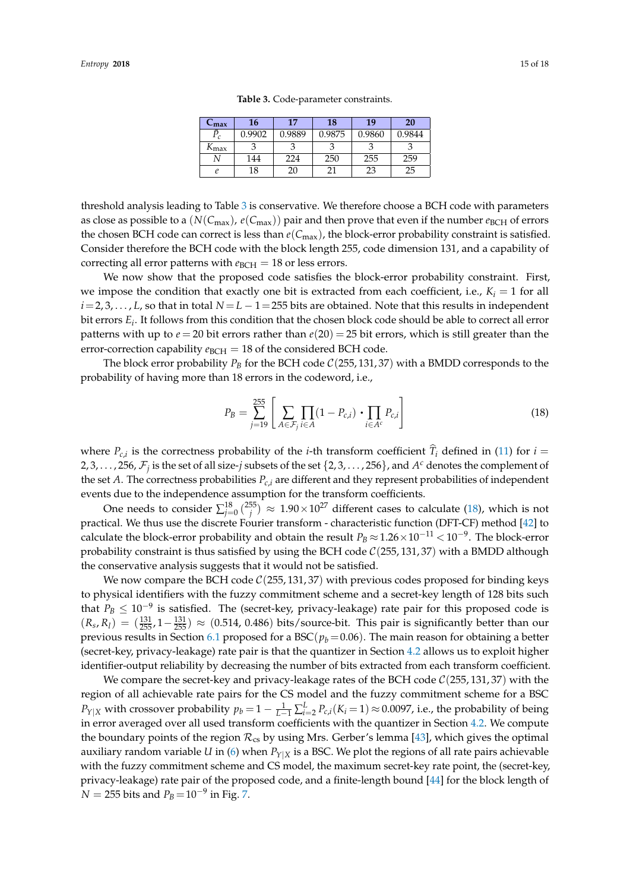**Table 3.** Code-parameter constraints.

| $C_{max}$ | 16 | 17 | 18 | 19 | 20 |
|---|---|---|---|---|---|
| $\bar{P}_c$ | 0.9902 | 0.9889 | 0.9875 | 0.9860 | 0.9844 |
| $K_{max}$ | 3 | 3 | 3 | 3 | 3 |
| $N$ | 144 | 224 | 250 | 255 | 259 |
| $e$ | 18 | 20 | 21 | 23 | 25 |

threshold analysis leading to Table 3 is conservative. We therefore choose a BCH code with parameters as close as possible to a $(N(C_{max}),\, e(C_{max}))$ pair and then prove that even if the number $e_{BCH}$ of errors the chosen BCH code can correct is less than $e(C_{max})$, the block-error probability constraint is satisfied. Consider therefore the BCH code with the block length 255, code dimension 131, and a capability of correcting all error patterns with $e_{BCH} = 18$ or less errors.

We now show that the proposed code satisfies the block-error probability constraint. First, we impose the condition that exactly one bit is extracted from each coefficient, i.e., $K_i = 1$ for all $i = 2, 3, \ldots, L$, so that in total $N = L - 1 = 255$ bits are obtained. Note that this results in independent bit errors $E_i$. It follows from this condition that the chosen block code should be able to correct all error patterns with up to $e = 20$ bit errors rather than $e(20) = 25$ bit errors, which is still greater than the error-correction capability $e_{BCH} = 18$ of the considered BCH code.

The block error probability $P_B$ for the BCH code $\mathcal{C}(255, 131, 37)$ with a BMDD corresponds to the probability of having more than 18 errors in the codeword, i.e.,

$$P_B = \sum_{j=19}^{255} \left[ \sum_{A \in \mathcal{F}_j} \prod_{i \in A} (1 - P_{c,i}) \cdot \prod_{i \in A^c} P_{c,i} \right] \tag{18}$$

where $P_{c,i}$ is the correctness probability of the $i$-th transform coefficient $\widehat{T}_i$ defined in (11) for $i = 2, 3, \ldots, 256$, $\mathcal{F}_j$ is the set of all size-$j$ subsets of the set $\{2, 3, \ldots, 256\}$, and $A^c$ denotes the complement of the set $A$. The correctness probabilities $P_{c,i}$ are different and they represent probabilities of independent events due to the independence assumption for the transform coefficients.

One needs to consider $\sum_{j=0}^{18} \binom{255}{j} \approx 1.90 \times 10^{27}$ different cases to calculate (18), which is not practical. We thus use the discrete Fourier transform - characteristic function (DFT-CF) method [42] to calculate the block-error probability and obtain the result $P_B \approx 1.26 \times 10^{-11} < 10^{-9}$. The block-error probability constraint is thus satisfied by using the BCH code $\mathcal{C}(255, 131, 37)$ with a BMDD although the conservative analysis suggests that it would not be satisfied.

We now compare the BCH code $\mathcal{C}(255, 131, 37)$ with previous codes proposed for binding keys to physical identifiers with the fuzzy commitment scheme and a secret-key length of 128 bits such that $P_B \leq 10^{-9}$ is satisfied. The (secret-key, privacy-leakage) rate pair for this proposed code is $(R_s, R_l) = (\frac{131}{255}, 1 - \frac{131}{255}) \approx (0.514, 0.486)$ bits/source-bit. This pair is significantly better than our previous results in Section 6.1 proposed for a BSC$(p_b = 0.06)$. The main reason for obtaining a better (secret-key, privacy-leakage) rate pair is that the quantizer in Section 4.2 allows us to exploit higher identifier-output reliability by decreasing the number of bits extracted from each transform coefficient.

We compare the secret-key and privacy-leakage rates of the BCH code $\mathcal{C}(255, 131, 37)$ with the region of all achievable rate pairs for the CS model and the fuzzy commitment scheme for a BSC $P_{Y|X}$ with crossover probability $p_b = 1 - \frac{1}{L-1} \sum_{i=2}^{L} P_{c,i}(K_i = 1) \approx 0.0097$, i.e., the probability of being in error averaged over all used transform coefficients with the quantizer in Section 4.2. We compute the boundary points of the region $\mathcal{R}_{cs}$ by using Mrs. Gerber's lemma [43], which gives the optimal auxiliary random variable $U$ in (6) when $P_{Y|X}$ is a BSC. We plot the regions of all rate pairs achievable with the fuzzy commitment scheme and CS model, the maximum secret-key rate point, the (secret-key, privacy-leakage) rate pair of the proposed code, and a finite-length bound [44] for the block length of $N = 255$ bits and $P_B = 10^{-9}$ in Fig. 7.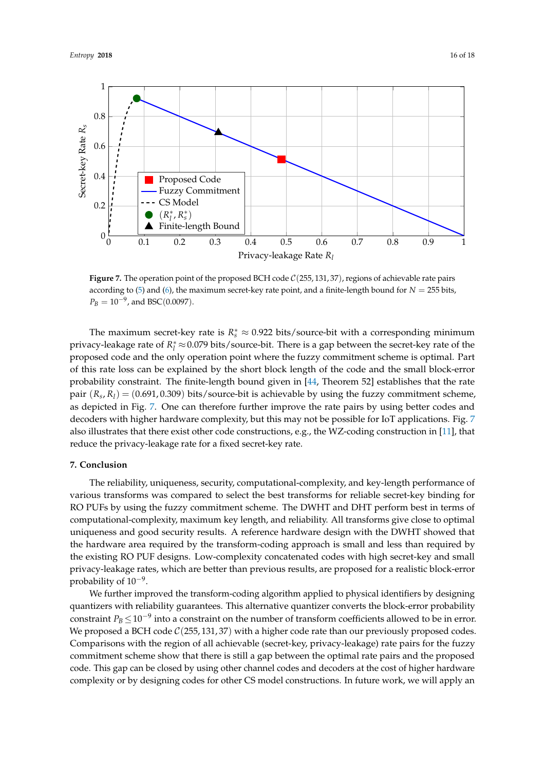**Figure 7.** The operation point of the proposed BCH code $\mathcal{C}(255, 131, 37)$, regions of achievable rate pairs according to (5) and (6), the maximum secret-key rate point, and a finite-length bound for $N = 255$ bits, $P_B = 10^{-9}$, and BSC(0.0097).

The maximum secret-key rate is $R_s^* \approx 0.922$ bits/source-bit with a corresponding minimum privacy-leakage rate of $R_l^* \approx 0.079$ bits/source-bit. There is a gap between the secret-key rate of the proposed code and the only operation point where the fuzzy commitment scheme is optimal. Part of this rate loss can be explained by the short block length of the code and the small block-error probability constraint. The finite-length bound given in [44, Theorem 52] establishes that the rate pair $(R_s, R_l) = (0.691, 0.309)$ bits/source-bit is achievable by using the fuzzy commitment scheme, as depicted in Fig. 7. One can therefore further improve the rate pairs by using better codes and decoders with higher hardware complexity, but this may not be possible for IoT applications. Fig. 7 also illustrates that there exist other code constructions, e.g., the WZ-coding construction in [11], that reduce the privacy-leakage rate for a fixed secret-key rate.

## 7. Conclusion

The reliability, uniqueness, security, computational-complexity, and key-length performance of various transforms was compared to select the best transforms for reliable secret-key binding for RO PUFs by using the fuzzy commitment scheme. The DWHT and DHT perform best in terms of computational-complexity, maximum key length, and reliability. All transforms give close to optimal uniqueness and good security results. A reference hardware design with the DWHT showed that the hardware area required by the transform-coding approach is small and less than required by the existing RO PUF designs. Low-complexity concatenated codes with high secret-key and small privacy-leakage rates, which are better than previous results, are proposed for a realistic block-error probability of $10^{-9}$.

We further improved the transform-coding algorithm applied to physical identifiers by designing quantizers with reliability guarantees. This alternative quantizer converts the block-error probability constraint $P_B \leq 10^{-9}$ into a constraint on the number of transform coefficients allowed to be in error. We proposed a BCH code $\mathcal{C}(255, 131, 37)$ with a higher code rate than our previously proposed codes. Comparisons with the region of all achievable (secret-key, privacy-leakage) rate pairs for the fuzzy commitment scheme show that there is still a gap between the optimal rate pairs and the proposed code. This gap can be closed by using other channel codes and decoders at the cost of higher hardware complexity or by designing codes for other CS model constructions. In future work, we will apply an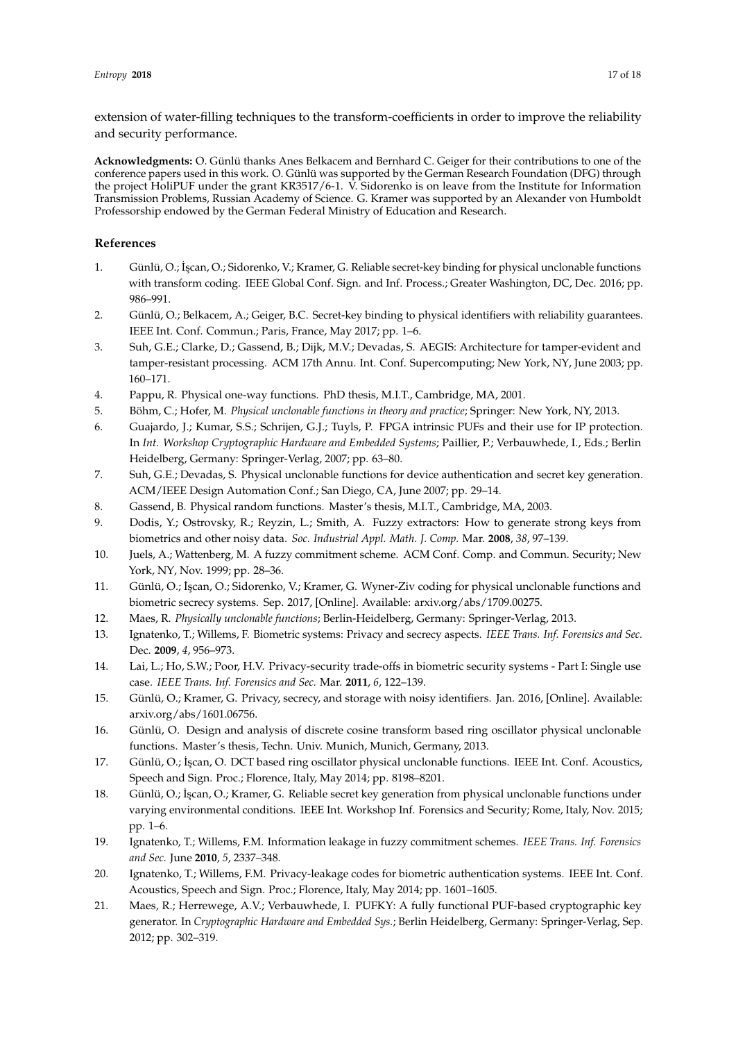extension of water-filling techniques to the transform-coefficients in order to improve the reliability and security performance.

**Acknowledgments:** O. Günlü thanks Anes Belkacem and Bernhard C. Geiger for their contributions to one of the conference papers used in this work. O. Günlü was supported by the German Research Foundation (DFG) through the project HoliPUF under the grant KR3517/6-1. V. Sidorenko is on leave from the Institute for Information Transmission Problems, Russian Academy of Science. G. Kramer was supported by an Alexander von Humboldt Professorship endowed by the German Federal Ministry of Education and Research.

## References

1. Günlü, O.; İşcan, O.; Sidorenko, V.; Kramer, G. Reliable secret-key binding for physical unclonable functions with transform coding. IEEE Global Conf. Sign. and Inf. Process.; Greater Washington, DC, Dec. 2016; pp. 986–991.
2. Günlü, O.; Belkacem, A.; Geiger, B.C. Secret-key binding to physical identifiers with reliability guarantees. IEEE Int. Conf. Commun.; Paris, France, May 2017; pp. 1–6.
3. Suh, G.E.; Clarke, D.; Gassend, B.; Dijk, M.V.; Devadas, S. AEGIS: Architecture for tamper-evident and tamper-resistant processing. ACM 17th Annu. Int. Conf. Supercomputing; New York, NY, June 2003; pp. 160–171.
4. Pappu, R. Physical one-way functions. PhD thesis, M.I.T., Cambridge, MA, 2001.
5. Böhm, C.; Hofer, M. *Physical unclonable functions in theory and practice*; Springer: New York, NY, 2013.
6. Guajardo, J.; Kumar, S.S.; Schrijen, G.J.; Tuyls, P. FPGA intrinsic PUFs and their use for IP protection. In *Int. Workshop Cryptographic Hardware and Embedded Systems*; Paillier, P.; Verbauwhede, I., Eds.; Berlin Heidelberg, Germany: Springer-Verlag, 2007; pp. 63–80.
7. Suh, G.E.; Devadas, S. Physical unclonable functions for device authentication and secret key generation. ACM/IEEE Design Automation Conf.; San Diego, CA, June 2007; pp. 29–14.
8. Gassend, B. Physical random functions. Master's thesis, M.I.T., Cambridge, MA, 2003.
9. Dodis, Y.; Ostrovsky, R.; Reyzin, L.; Smith, A. Fuzzy extractors: How to generate strong keys from biometrics and other noisy data. *Soc. Industrial Appl. Math. J. Comp.* Mar. **2008**, *38*, 97–139.
10. Juels, A.; Wattenberg, M. A fuzzy commitment scheme. ACM Conf. Comp. and Commun. Security; New York, NY, Nov. 1999; pp. 28–36.
11. Günlü, O.; İşcan, O.; Sidorenko, V.; Kramer, G. Wyner-Ziv coding for physical unclonable functions and biometric secrecy systems. Sep. 2017, [Online]. Available: arxiv.org/abs/1709.00275.
12. Maes, R. *Physically unclonable functions*; Berlin-Heidelberg, Germany: Springer-Verlag, 2013.
13. Ignatenko, T.; Willems, F. Biometric systems: Privacy and secrecy aspects. *IEEE Trans. Inf. Forensics and Sec.* Dec. **2009**, *4*, 956–973.
14. Lai, L.; Ho, S.W.; Poor, H.V. Privacy-security trade-offs in biometric security systems - Part I: Single use case. *IEEE Trans. Inf. Forensics and Sec.* Mar. **2011**, *6*, 122–139.
15. Günlü, O.; Kramer, G. Privacy, secrecy, and storage with noisy identifiers. Jan. 2016, [Online]. Available: arxiv.org/abs/1601.06756.
16. Günlü, O. Design and analysis of discrete cosine transform based ring oscillator physical unclonable functions. Master's thesis, Techn. Univ. Munich, Munich, Germany, 2013.
17. Günlü, O.; İşcan, O. DCT based ring oscillator physical unclonable functions. IEEE Int. Conf. Acoustics, Speech and Sign. Proc.; Florence, Italy, May 2014; pp. 8198–8201.
18. Günlü, O.; İşcan, O.; Kramer, G. Reliable secret key generation from physical unclonable functions under varying environmental conditions. IEEE Int. Workshop Inf. Forensics and Security; Rome, Italy, Nov. 2015; pp. 1–6.
19. Ignatenko, T.; Willems, F.M. Information leakage in fuzzy commitment schemes. *IEEE Trans. Inf. Forensics and Sec.* June **2010**, *5*, 2337–348.
20. Ignatenko, T.; Willems, F.M. Privacy-leakage codes for biometric authentication systems. IEEE Int. Conf. Acoustics, Speech and Sign. Proc.; Florence, Italy, May 2014; pp. 1601–1605.
21. Maes, R.; Herrewege, A.V.; Verbauwhede, I. PUFKY: A fully functional PUF-based cryptographic key generator. In *Cryptographic Hardware and Embedded Sys.*; Berlin Heidelberg, Germany: Springer-Verlag, Sep. 2012; pp. 302–319.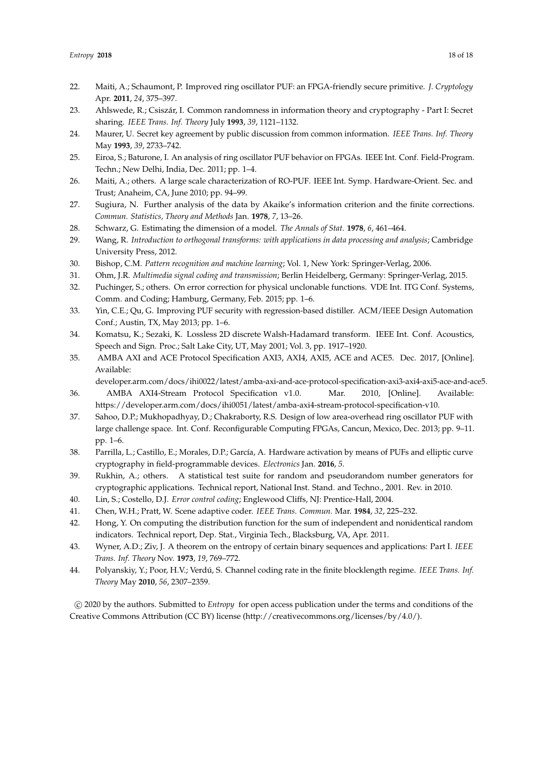22. Maiti, A.; Schaumont, P. Improved ring oscillator PUF: an FPGA-friendly secure primitive. *J. Cryptology* Apr. **2011**, *24*, 375–397.
23. Ahlswede, R.; Csiszár, I. Common randomness in information theory and cryptography - Part I: Secret sharing. *IEEE Trans. Inf. Theory* July **1993**, *39*, 1121–1132.
24. Maurer, U. Secret key agreement by public discussion from common information. *IEEE Trans. Inf. Theory* May **1993**, *39*, 2733–742.
25. Eiroa, S.; Baturone, I. An analysis of ring oscillator PUF behavior on FPGAs. IEEE Int. Conf. Field-Program. Techn.; New Delhi, India, Dec. 2011; pp. 1–4.
26. Maiti, A.; others. A large scale characterization of RO-PUF. IEEE Int. Symp. Hardware-Orient. Sec. and Trust; Anaheim, CA, June 2010; pp. 94–99.
27. Sugiura, N. Further analysis of the data by Akaike's information criterion and the finite corrections. *Commun. Statistics, Theory and Methods* Jan. **1978**, *7*, 13–26.
28. Schwarz, G. Estimating the dimension of a model. *The Annals of Stat.* **1978**, *6*, 461–464.
29. Wang, R. *Introduction to orthogonal transforms: with applications in data processing and analysis*; Cambridge University Press, 2012.
30. Bishop, C.M. *Pattern recognition and machine learning*; Vol. 1, New York: Springer-Verlag, 2006.
31. Ohm, J.R. *Multimedia signal coding and transmission*; Berlin Heidelberg, Germany: Springer-Verlag, 2015.
32. Puchinger, S.; others. On error correction for physical unclonable functions. VDE Int. ITG Conf. Systems, Comm. and Coding; Hamburg, Germany, Feb. 2015; pp. 1–6.
33. Yin, C.E.; Qu, G. Improving PUF security with regression-based distiller. ACM/IEEE Design Automation Conf.; Austin, TX, May 2013; pp. 1–6.
34. Komatsu, K.; Sezaki, K. Lossless 2D discrete Walsh-Hadamard transform. IEEE Int. Conf. Acoustics, Speech and Sign. Proc.; Salt Lake City, UT, May 2001; Vol. 3, pp. 1917–1920.
35. AMBA AXI and ACE Protocol Specification AXI3, AXI4, AXI5, ACE and ACE5. Dec. 2017, [Online]. Available: developer.arm.com/docs/ihi0022/latest/amba-axi-and-ace-protocol-specification-axi3-axi4-axi5-ace-and-ace5.
36. AMBA AXI4-Stream Protocol Specification v1.0. Mar. 2010, [Online]. Available: https://developer.arm.com/docs/ihi0051/latest/amba-axi4-stream-protocol-specification-v10.
37. Sahoo, D.P.; Mukhopadhyay, D.; Chakraborty, R.S. Design of low area-overhead ring oscillator PUF with large challenge space. Int. Conf. Reconfigurable Computing FPGAs, Cancun, Mexico, Dec. 2013; pp. 9–11. pp. 1–6.
38. Parrilla, L.; Castillo, E.; Morales, D.P.; García, A. Hardware activation by means of PUFs and elliptic curve cryptography in field-programmable devices. *Electronics* Jan. **2016**, *5*.
39. Rukhin, A.; others. A statistical test suite for random and pseudorandom number generators for cryptographic applications. Technical report, National Inst. Stand. and Techno., 2001. Rev. in 2010.
40. Lin, S.; Costello, D.J. *Error control coding*; Englewood Cliffs, NJ: Prentice-Hall, 2004.
41. Chen, W.H.; Pratt, W. Scene adaptive coder. *IEEE Trans. Commun.* Mar. **1984**, *32*, 225–232.
42. Hong, Y. On computing the distribution function for the sum of independent and nonidentical random indicators. Technical report, Dep. Stat., Virginia Tech., Blacksburg, VA, Apr. 2011.
43. Wyner, A.D.; Ziv, J. A theorem on the entropy of certain binary sequences and applications: Part I. *IEEE Trans. Inf. Theory* Nov. **1973**, *19*, 769–772.
44. Polyanskiy, Y.; Poor, H.V.; Verdú, S. Channel coding rate in the finite blocklength regime. *IEEE Trans. Inf. Theory* May **2010**, *56*, 2307–2359.

© 2020 by the authors. Submitted to *Entropy* for open access publication under the terms and conditions of the Creative Commons Attribution (CC BY) license (http://creativecommons.org/licenses/by/4.0/).